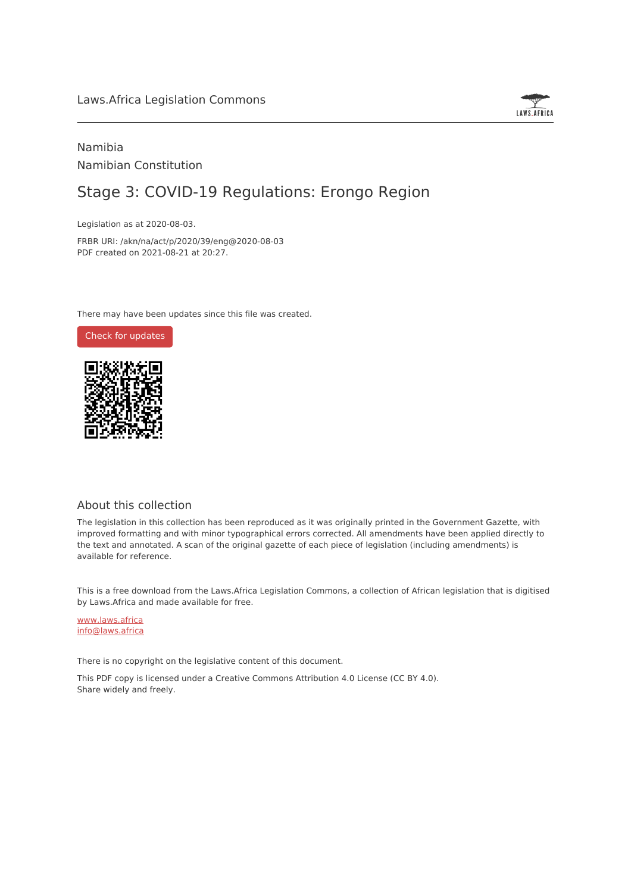Laws.Africa Legislation Commons

Namibia

Namibian Constitution

# Stage 3: COVID-19 Regulations: Erongo Region

Legislation as at 2020-08-03.

FRBR URI: /akn/na/act/p/2020/39/eng@2020-08-03

PDF created on 2021-08-21 at 20:27.

There may have been updates since this file was created.

Check for updates

## About this collection

The legislation in this collection has been reproduced as it was originally printed in the Government Gazette, with improved formatting and with minor typographical errors corrected. All amendments have been applied directly to the text and annotated. A scan of the original gazette of each piece of legislation (including amendments) is available for reference.

This is a free download from the Laws.Africa Legislation Commons, a collection of African legislation that is digitised by Laws.Africa and made available for free.

www.laws.africa

info@laws.africa

There is no copyright on the legislative content of this document.

This PDF copy is licensed under a Creative Commons Attribution 4.0 License (CC BY 4.0).
Share widely and freely.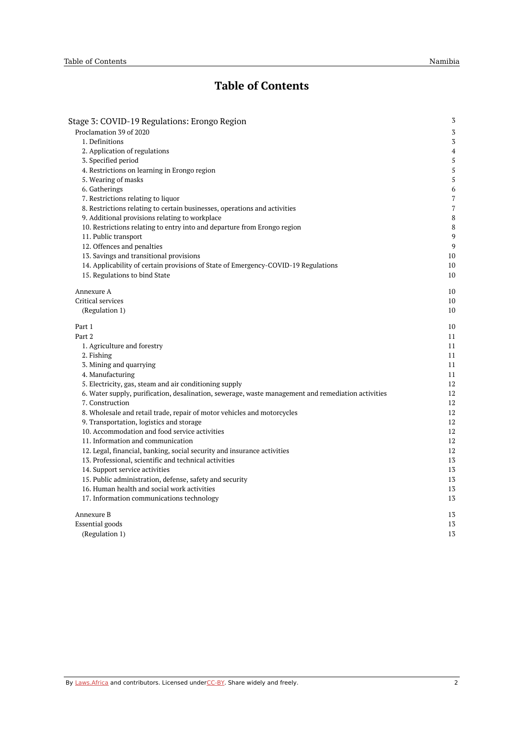# Table of Contents

| | |
|---|---|
| Stage 3: COVID-19 Regulations: Erongo Region | 3 |
| Proclamation 39 of 2020 | 3 |
| 1. Definitions | 3 |
| 2. Application of regulations | 4 |
| 3. Specified period | 5 |
| 4. Restrictions on learning in Erongo region | 5 |
| 5. Wearing of masks | 5 |
| 6. Gatherings | 6 |
| 7. Restrictions relating to liquor | 7 |
| 8. Restrictions relating to certain businesses, operations and activities | 7 |
| 9. Additional provisions relating to workplace | 8 |
| 10. Restrictions relating to entry into and departure from Erongo region | 8 |
| 11. Public transport | 9 |
| 12. Offences and penalties | 9 |
| 13. Savings and transitional provisions | 10 |
| 14. Applicability of certain provisions of State of Emergency-COVID-19 Regulations | 10 |
| 15. Regulations to bind State | 10 |
| Annexure A | 10 |
| Critical services | 10 |
| (Regulation 1) | 10 |
| Part 1 | 10 |
| Part 2 | 11 |
| 1. Agriculture and forestry | 11 |
| 2. Fishing | 11 |
| 3. Mining and quarrying | 11 |
| 4. Manufacturing | 11 |
| 5. Electricity, gas, steam and air conditioning supply | 12 |
| 6. Water supply, purification, desalination, sewerage, waste management and remediation activities | 12 |
| 7. Construction | 12 |
| 8. Wholesale and retail trade, repair of motor vehicles and motorcycles | 12 |
| 9. Transportation, logistics and storage | 12 |
| 10. Accommodation and food service activities | 12 |
| 11. Information and communication | 12 |
| 12. Legal, financial, banking, social security and insurance activities | 12 |
| 13. Professional, scientific and technical activities | 13 |
| 14. Support service activities | 13 |
| 15. Public administration, defense, safety and security | 13 |
| 16. Human health and social work activities | 13 |
| 17. Information communications technology | 13 |
| Annexure B | 13 |
| Essential goods | 13 |
| (Regulation 1) | 13 |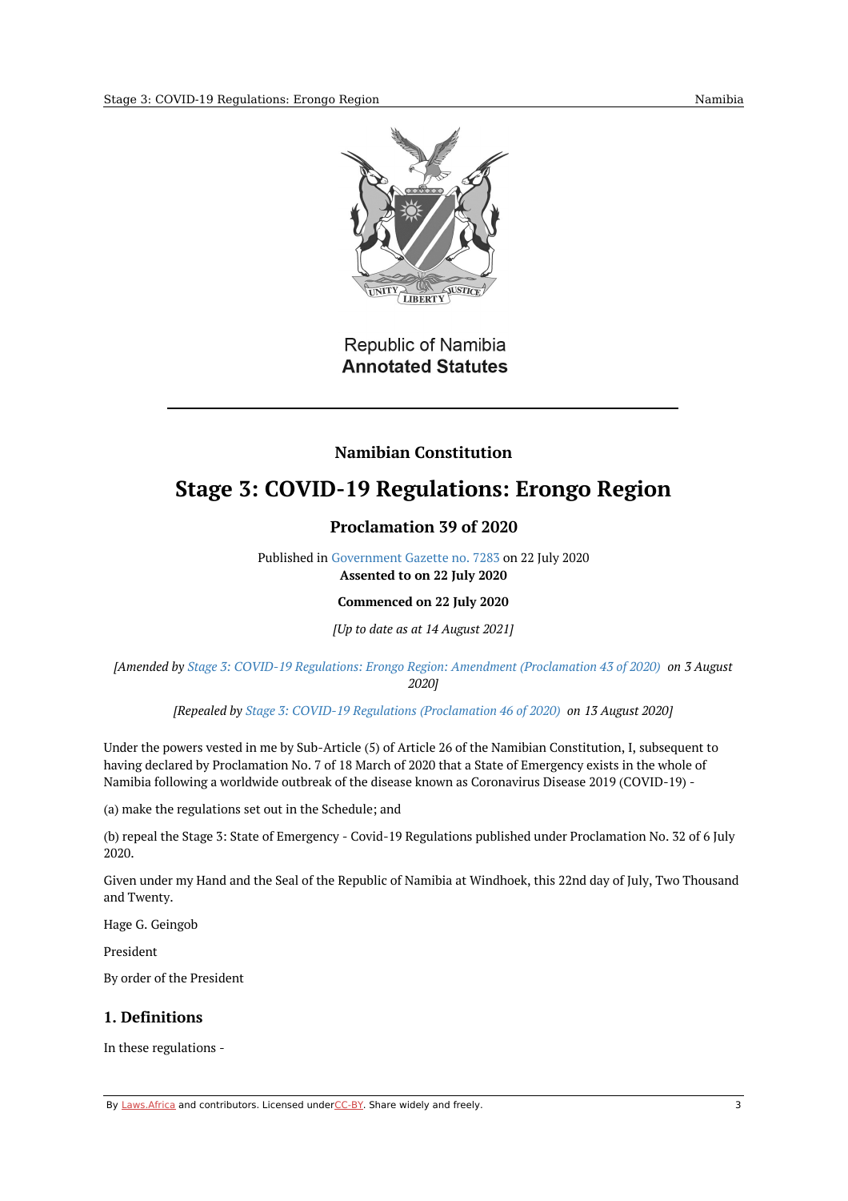Republic of Namibia
**Annotated Statutes**

---

**Namibian Constitution**

# Stage 3: COVID-19 Regulations: Erongo Region

## Proclamation 39 of 2020

Published in Government Gazette no. 7283 on 22 July 2020
**Assented to on on 22 July 2020**

**Commenced on 22 July 2020**

*[Up to date as at 14 August 2021]*

*[Amended by Stage 3: COVID-19 Regulations: Erongo Region: Amendment (Proclamation 43 of 2020) on 3 August 2020]*

*[Repealed by Stage 3: COVID-19 Regulations (Proclamation 46 of 2020) on 13 August 2020]*

Under the powers vested in me by Sub-Article (5) of Article 26 of the Namibian Constitution, I, subsequent to having declared by Proclamation No. 7 of 18 March of 2020 that a State of Emergency exists in the whole of Namibia following a worldwide outbreak of the disease known as Coronavirus Disease 2019 (COVID-19) -

(a) make the regulations set out in the Schedule; and

(b) repeal the Stage 3: State of Emergency - Covid-19 Regulations published under Proclamation No. 32 of 6 July 2020.

Given under my Hand and the Seal of the Republic of Namibia at Windhoek, this 22nd day of July, Two Thousand and Twenty.

Hage G. Geingob

President

By order of the President

## 1. Definitions

In these regulations -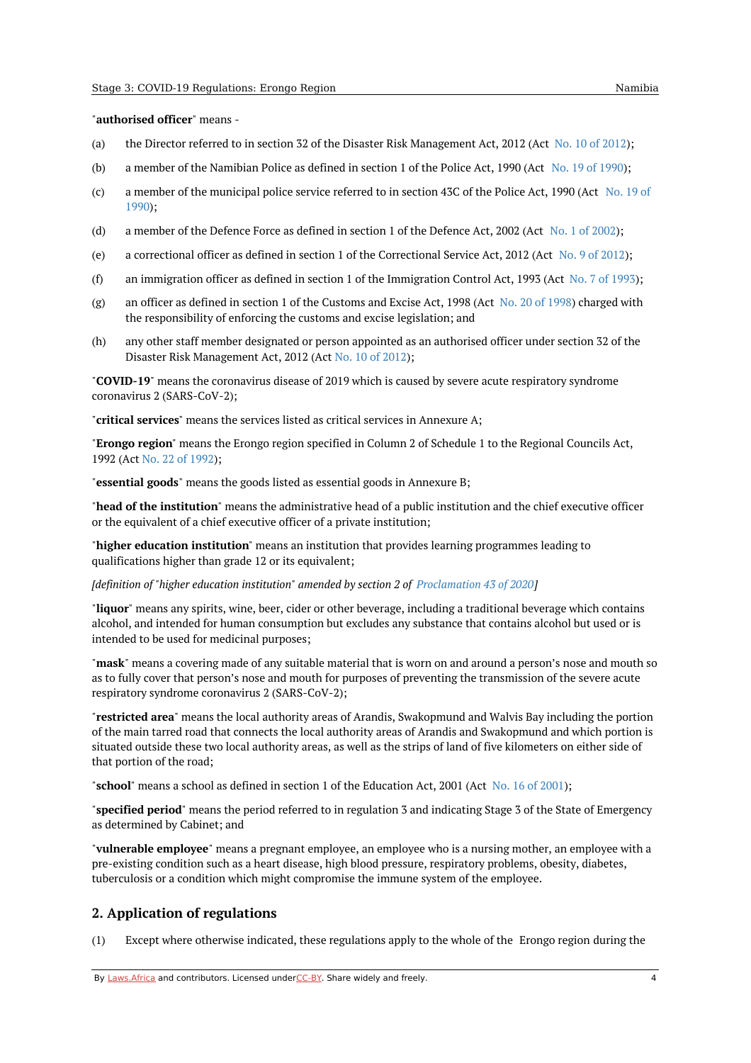"**authorised officer**" means -

(a) the Director referred to in section 32 of the Disaster Risk Management Act, 2012 (Act No. 10 of 2012);

(b) a member of the Namibian Police as defined in section 1 of the Police Act, 1990 (Act No. 19 of 1990);

(c) a member of the municipal police service referred to in section 43C of the Police Act, 1990 (Act No. 19 of 1990);

(d) a member of the Defence Force as defined in section 1 of the Defence Act, 2002 (Act No. 1 of 2002);

(e) a correctional officer as defined in section 1 of the Correctional Service Act, 2012 (Act No. 9 of 2012);

(f) an immigration officer as defined in section 1 of the Immigration Control Act, 1993 (Act No. 7 of 1993);

(g) an officer as defined in section 1 of the Customs and Excise Act, 1998 (Act No. 20 of 1998) charged with the responsibility of enforcing the customs and excise legislation; and

(h) any other staff member designated or person appointed as an authorised officer under section 32 of the Disaster Risk Management Act, 2012 (Act No. 10 of 2012);

"**COVID-19**" means the coronavirus disease of 2019 which is caused by severe acute respiratory syndrome coronavirus 2 (SARS-CoV-2);

"**critical services**" means the services listed as critical services in Annexure A;

"**Erongo region**" means the Erongo region specified in Column 2 of Schedule 1 to the Regional Councils Act, 1992 (Act No. 22 of 1992);

"**essential goods**" means the goods listed as essential goods in Annexure B;

"**head of the institution**" means the administrative head of a public institution and the chief executive officer or the equivalent of a chief executive officer of a private institution;

"**higher education institution**" means an institution that provides learning programmes leading to qualifications higher than grade 12 or its equivalent;

*[definition of "higher education institution" amended by section 2 of Proclamation 43 of 2020]*

"**liquor**" means any spirits, wine, beer, cider or other beverage, including a traditional beverage which contains alcohol, and intended for human consumption but excludes any substance that contains alcohol but used or is intended to be used for medicinal purposes;

"**mask**" means a covering made of any suitable material that is worn on and around a person's nose and mouth so as to fully cover that person's nose and mouth for purposes of preventing the transmission of the severe acute respiratory syndrome coronavirus 2 (SARS-CoV-2);

"**restricted area**" means the local authority areas of Arandis, Swakopmund and Walvis Bay including the portion of the main tarred road that connects the local authority areas of Arandis and Swakopmund and which portion is situated outside these two local authority areas, as well as the strips of land of five kilometers on either side of that portion of the road;

"**school**" means a school as defined in section 1 of the Education Act, 2001 (Act No. 16 of 2001);

"**specified period**" means the period referred to in regulation 3 and indicating Stage 3 of the State of Emergency as determined by Cabinet; and

"**vulnerable employee**" means a pregnant employee, an employee who is a nursing mother, an employee with a pre-existing condition such as a heart disease, high blood pressure, respiratory problems, obesity, diabetes, tuberculosis or a condition which might compromise the immune system of the employee.

## 2. Application of regulations

(1) Except where otherwise indicated, these regulations apply to the whole of the Erongo region during the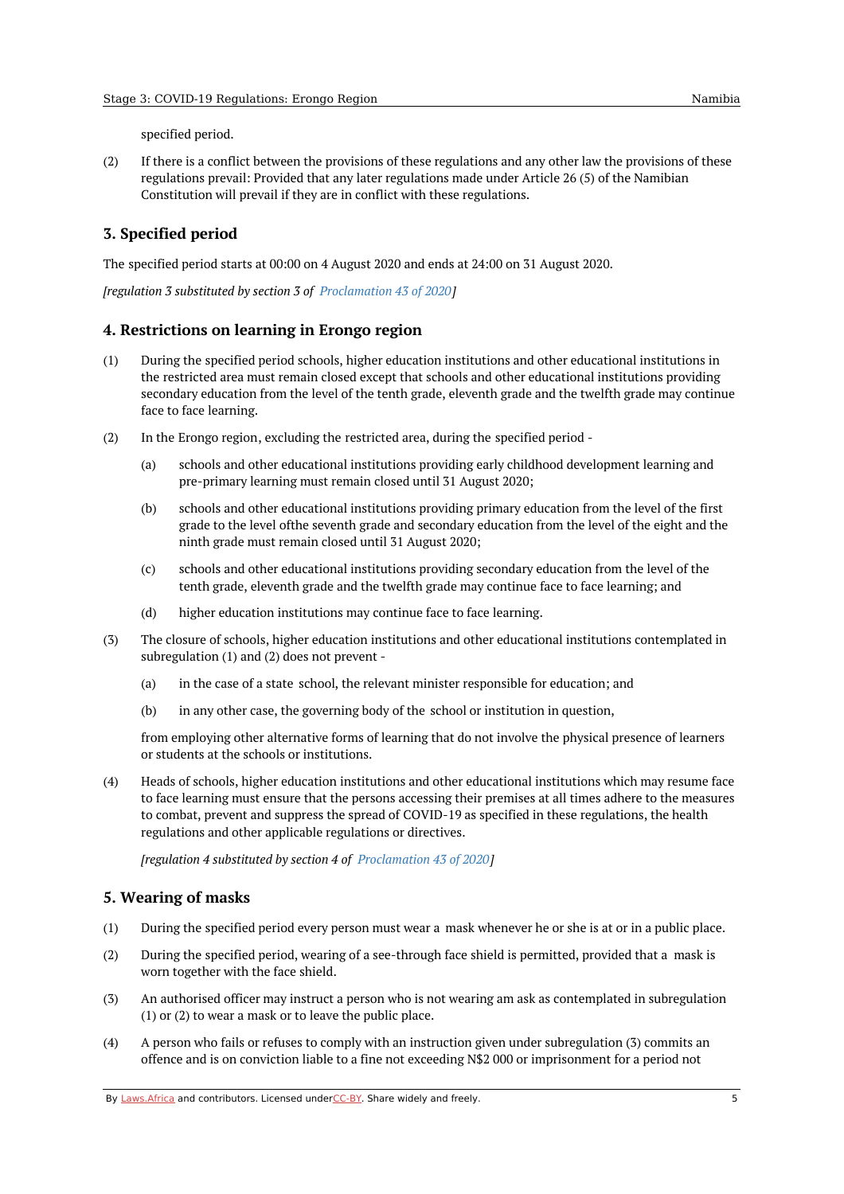specified period.

(2) If there is a conflict between the provisions of these regulations and any other law the provisions of these regulations prevail: Provided that any later regulations made under Article 26 (5) of the Namibian Constitution will prevail if they are in conflict with these regulations.

## 3. Specified period

The specified period starts at 00:00 on 4 August 2020 and ends at 24:00 on 31 August 2020.

*[regulation 3 substituted by section 3 of Proclamation 43 of 2020]*

## 4. Restrictions on learning in Erongo region

(1) During the specified period schools, higher education institutions and other educational institutions in the restricted area must remain closed except that schools and other educational institutions providing secondary education from the level of the tenth grade, eleventh grade and the twelfth grade may continue face to face learning.

(2) In the Erongo region, excluding the restricted area, during the specified period -

(a) schools and other educational institutions providing early childhood development learning and pre-primary learning must remain closed until 31 August 2020;

(b) schools and other educational institutions providing primary education from the level of the first grade to the level ofthe seventh grade and secondary education from the level of the eight and the ninth grade must remain closed until 31 August 2020;

(c) schools and other educational institutions providing secondary education from the level of the tenth grade, eleventh grade and the twelfth grade may continue face to face learning; and

(d) higher education institutions may continue face to face learning.

(3) The closure of schools, higher education institutions and other educational institutions contemplated in subregulation (1) and (2) does not prevent -

(a) in the case of a state school, the relevant minister responsible for education; and

(b) in any other case, the governing body of the school or institution in question,

from employing other alternative forms of learning that do not involve the physical presence of learners or students at the schools or institutions.

(4) Heads of schools, higher education institutions and other educational institutions which may resume face to face learning must ensure that the persons accessing their premises at all times adhere to the measures to combat, prevent and suppress the spread of COVID-19 as specified in these regulations, the health regulations and other applicable regulations or directives.

*[regulation 4 substituted by section 4 of Proclamation 43 of 2020]*

## 5. Wearing of masks

(1) During the specified period every person must wear a mask whenever he or she is at or in a public place.

(2) During the specified period, wearing of a see-through face shield is permitted, provided that a mask is worn together with the face shield.

(3) An authorised officer may instruct a person who is not wearing am ask as contemplated in subregulation (1) or (2) to wear a mask or to leave the public place.

(4) A person who fails or refuses to comply with an instruction given under subregulation (3) commits an offence and is on conviction liable to a fine not exceeding N$2 000 or imprisonment for a period not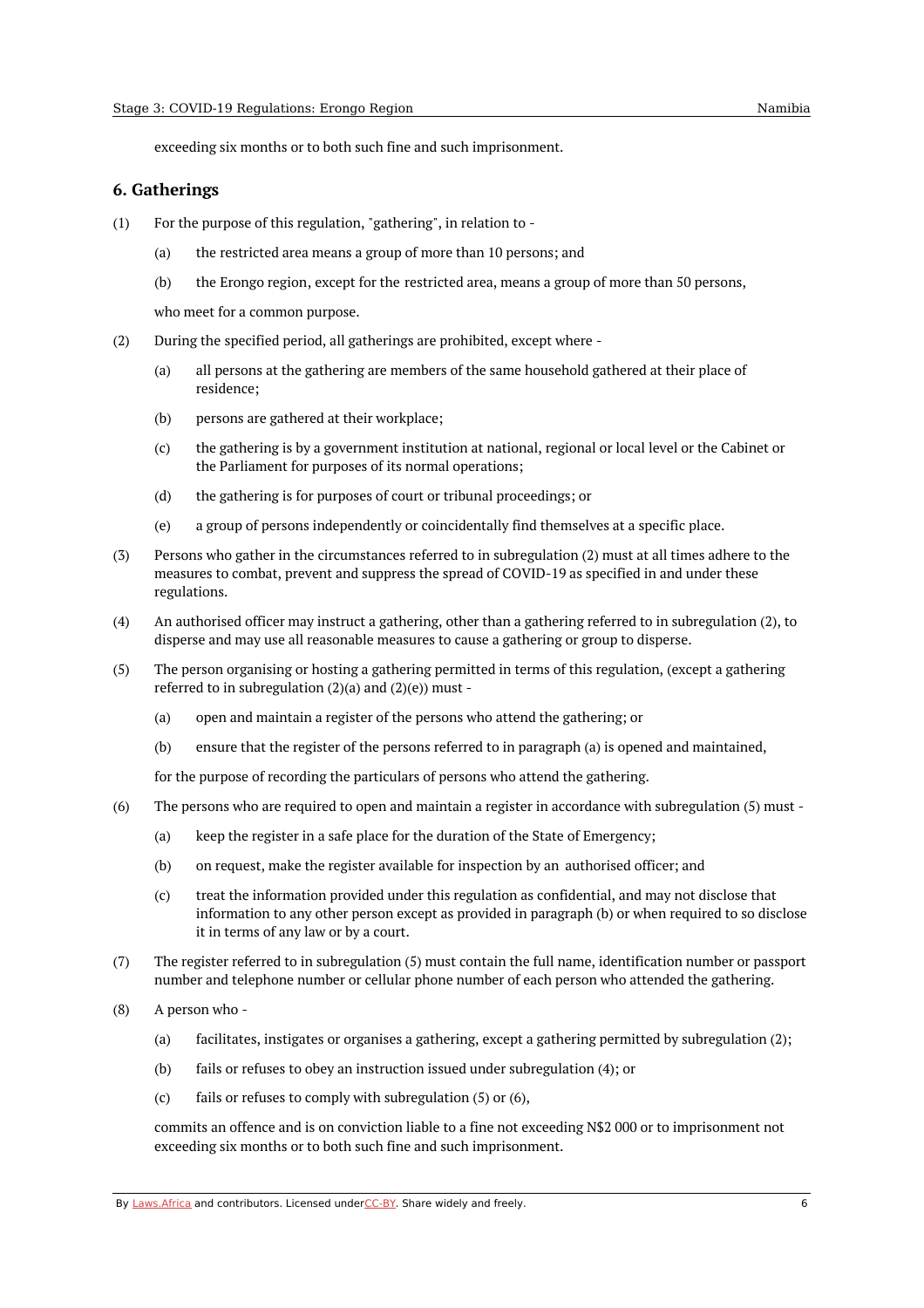exceeding six months or to both such fine and such imprisonment.

## 6. Gatherings

(1) For the purpose of this regulation, "gathering", in relation to -

(a) the restricted area means a group of more than 10 persons; and

(b) the Erongo region, except for the restricted area, means a group of more than 50 persons,

who meet for a common purpose.

(2) During the specified period, all gatherings are prohibited, except where -

(a) all persons at the gathering are members of the same household gathered at their place of residence;

(b) persons are gathered at their workplace;

(c) the gathering is by a government institution at national, regional or local level or the Cabinet or the Parliament for purposes of its normal operations;

(d) the gathering is for purposes of court or tribunal proceedings; or

(e) a group of persons independently or coincidentally find themselves at a specific place.

(3) Persons who gather in the circumstances referred to in subregulation (2) must at all times adhere to the measures to combat, prevent and suppress the spread of COVID-19 as specified in and under these regulations.

(4) An authorised officer may instruct a gathering, other than a gathering referred to in subregulation (2), to disperse and may use all reasonable measures to cause a gathering or group to disperse.

(5) The person organising or hosting a gathering permitted in terms of this regulation, (except a gathering referred to in subregulation (2)(a) and (2)(e)) must -

(a) open and maintain a register of the persons who attend the gathering; or

(b) ensure that the register of the persons referred to in paragraph (a) is opened and maintained,

for the purpose of recording the particulars of persons who attend the gathering.

(6) The persons who are required to open and maintain a register in accordance with subregulation (5) must -

(a) keep the register in a safe place for the duration of the State of Emergency;

(b) on request, make the register available for inspection by an authorised officer; and

(c) treat the information provided under this regulation as confidential, and may not disclose that information to any other person except as provided in paragraph (b) or when required to so disclose it in terms of any law or by a court.

(7) The register referred to in subregulation (5) must contain the full name, identification number or passport number and telephone number or cellular phone number of each person who attended the gathering.

(8) A person who -

(a) facilitates, instigates or organises a gathering, except a gathering permitted by subregulation (2);

(b) fails or refuses to obey an instruction issued under subregulation (4); or

(c) fails or refuses to comply with subregulation (5) or (6),

commits an offence and is on conviction liable to a fine not exceeding N$2 000 or to imprisonment not exceeding six months or to both such fine and such imprisonment.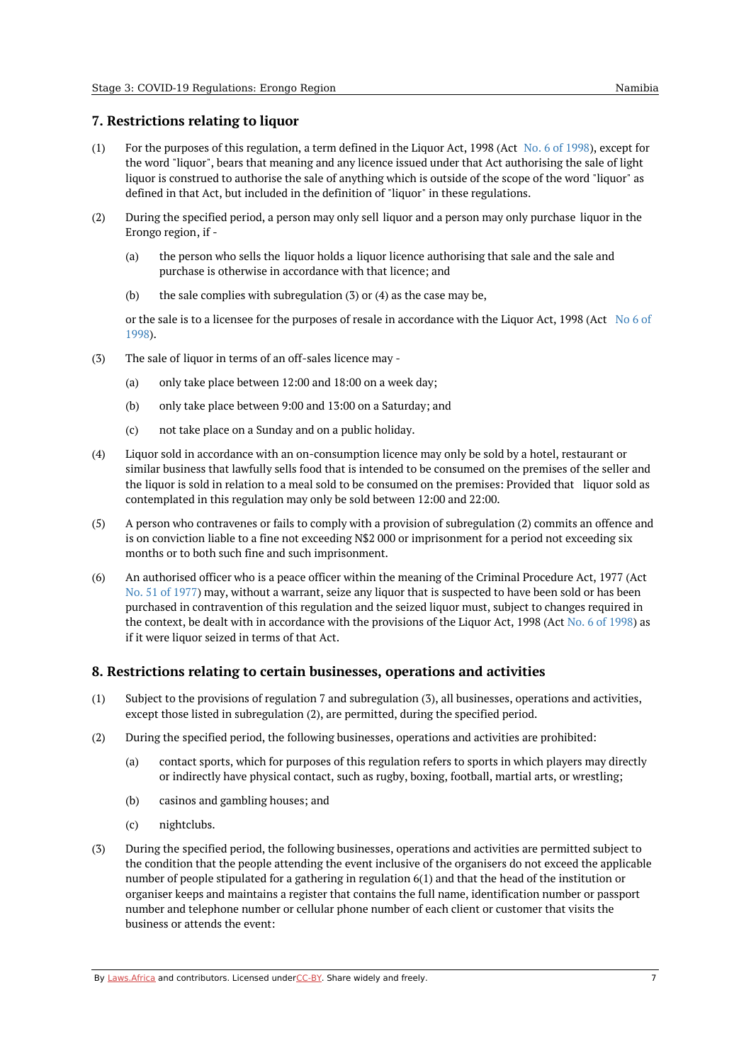## 7. Restrictions relating to liquor

(1) For the purposes of this regulation, a term defined in the Liquor Act, 1998 (Act No. 6 of 1998), except for the word "liquor", bears that meaning and any licence issued under that Act authorising the sale of light liquor is construed to authorise the sale of anything which is outside of the scope of the word "liquor" as defined in that Act, but included in the definition of "liquor" in these regulations.

(2) During the specified period, a person may only sell liquor and a person may only purchase liquor in the Erongo region, if -

(a) the person who sells the liquor holds a liquor licence authorising that sale and the sale and purchase is otherwise in accordance with that licence; and

(b) the sale complies with subregulation (3) or (4) as the case may be,

or the sale is to a licensee for the purposes of resale in accordance with the Liquor Act, 1998 (Act No 6 of 1998).

(3) The sale of liquor in terms of an off-sales licence may -

(a) only take place between 12:00 and 18:00 on a week day;

(b) only take place between 9:00 and 13:00 on a Saturday; and

(c) not take place on a Sunday and on a public holiday.

(4) Liquor sold in accordance with an on-consumption licence may only be sold by a hotel, restaurant or similar business that lawfully sells food that is intended to be consumed on the premises of the seller and the liquor is sold in relation to a meal sold to be consumed on the premises: Provided that liquor sold as contemplated in this regulation may only be sold between 12:00 and 22:00.

(5) A person who contravenes or fails to comply with a provision of subregulation (2) commits an offence and is on conviction liable to a fine not exceeding N$2 000 or imprisonment for a period not exceeding six months or to both such fine and such imprisonment.

(6) An authorised officer who is a peace officer within the meaning of the Criminal Procedure Act, 1977 (Act No. 51 of 1977) may, without a warrant, seize any liquor that is suspected to have been sold or has been purchased in contravention of this regulation and the seized liquor must, subject to changes required in the context, be dealt with in accordance with the provisions of the Liquor Act, 1998 (Act No. 6 of 1998) as if it were liquor seized in terms of that Act.

## 8. Restrictions relating to certain businesses, operations and activities

(1) Subject to the provisions of regulation 7 and subregulation (3), all businesses, operations and activities, except those listed in subregulation (2), are permitted, during the specified period.

(2) During the specified period, the following businesses, operations and activities are prohibited:

(a) contact sports, which for purposes of this regulation refers to sports in which players may directly or indirectly have physical contact, such as rugby, boxing, football, martial arts, or wrestling;

(b) casinos and gambling houses; and

(c) nightclubs.

(3) During the specified period, the following businesses, operations and activities are permitted subject to the condition that the people attending the event inclusive of the organisers do not exceed the applicable number of people stipulated for a gathering in regulation 6(1) and that the head of the institution or organiser keeps and maintains a register that contains the full name, identification number or passport number and telephone number or cellular phone number of each client or customer that visits the business or attends the event: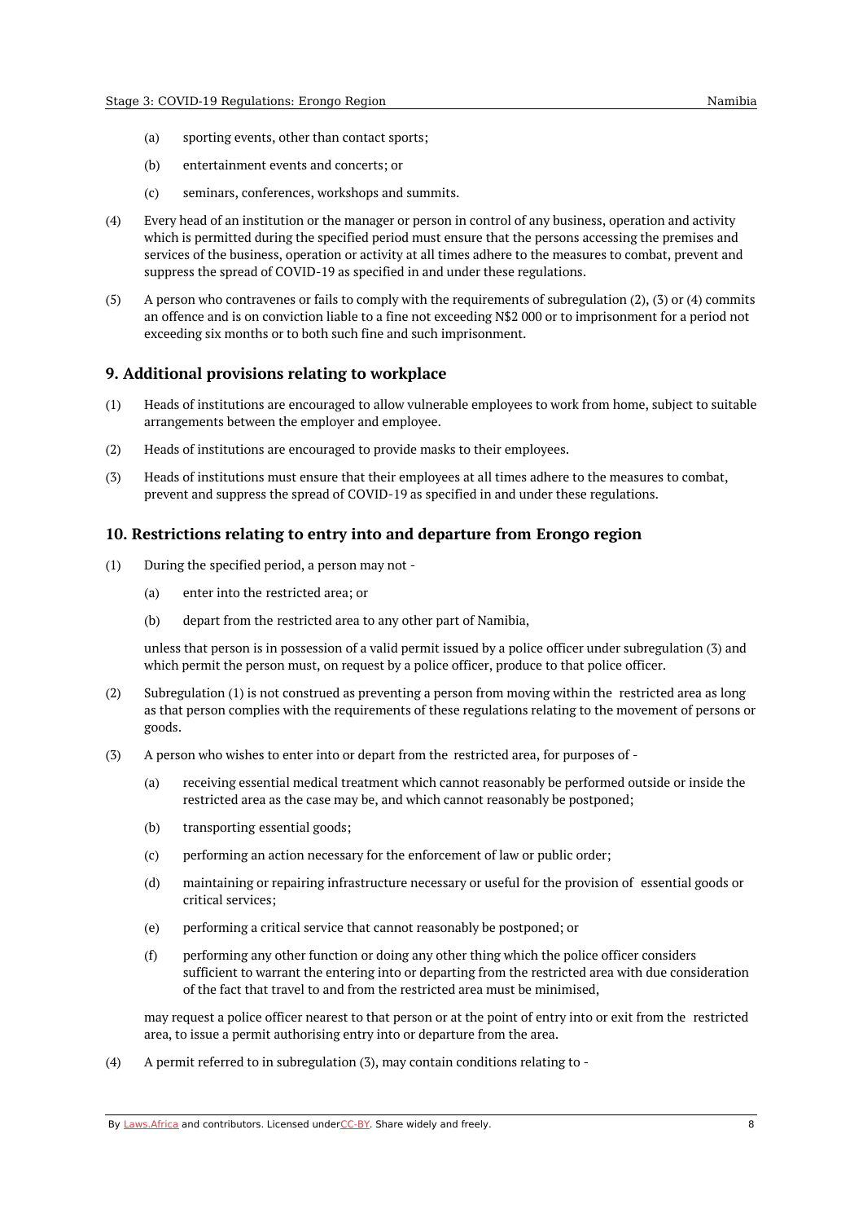(a) sporting events, other than contact sports;

(b) entertainment events and concerts; or

(c) seminars, conferences, workshops and summits.

(4) Every head of an institution or the manager or person in control of any business, operation and activity which is permitted during the specified period must ensure that the persons accessing the premises and services of the business, operation or activity at all times adhere to the measures to combat, prevent and suppress the spread of COVID-19 as specified in and under these regulations.

(5) A person who contravenes or fails to comply with the requirements of subregulation (2), (3) or (4) commits an offence and is on conviction liable to a fine not exceeding N$2 000 or to imprisonment for a period not exceeding six months or to both such fine and such imprisonment.

### 9. Additional provisions relating to workplace

(1) Heads of institutions are encouraged to allow vulnerable employees to work from home, subject to suitable arrangements between the employer and employee.

(2) Heads of institutions are encouraged to provide masks to their employees.

(3) Heads of institutions must ensure that their employees at all times adhere to the measures to combat, prevent and suppress the spread of COVID-19 as specified in and under these regulations.

### 10. Restrictions relating to entry into and departure from Erongo region

(1) During the specified period, a person may not -

(a) enter into the restricted area; or

(b) depart from the restricted area to any other part of Namibia,

unless that person is in possession of a valid permit issued by a police officer under subregulation (3) and which permit the person must, on request by a police officer, produce to that police officer.

(2) Subregulation (1) is not construed as preventing a person from moving within the restricted area as long as that person complies with the requirements of these regulations relating to the movement of persons or goods.

(3) A person who wishes to enter into or depart from the restricted area, for purposes of -

(a) receiving essential medical treatment which cannot reasonably be performed outside or inside the restricted area as the case may be, and which cannot reasonably be postponed;

(b) transporting essential goods;

(c) performing an action necessary for the enforcement of law or public order;

(d) maintaining or repairing infrastructure necessary or useful for the provision of essential goods or critical services;

(e) performing a critical service that cannot reasonably be postponed; or

(f) performing any other function or doing any other thing which the police officer considers sufficient to warrant the entering into or departing from the restricted area with due consideration of the fact that travel to and from the restricted area must be minimised,

may request a police officer nearest to that person or at the point of entry into or exit from the restricted area, to issue a permit authorising entry into or departure from the area.

(4) A permit referred to in subregulation (3), may contain conditions relating to -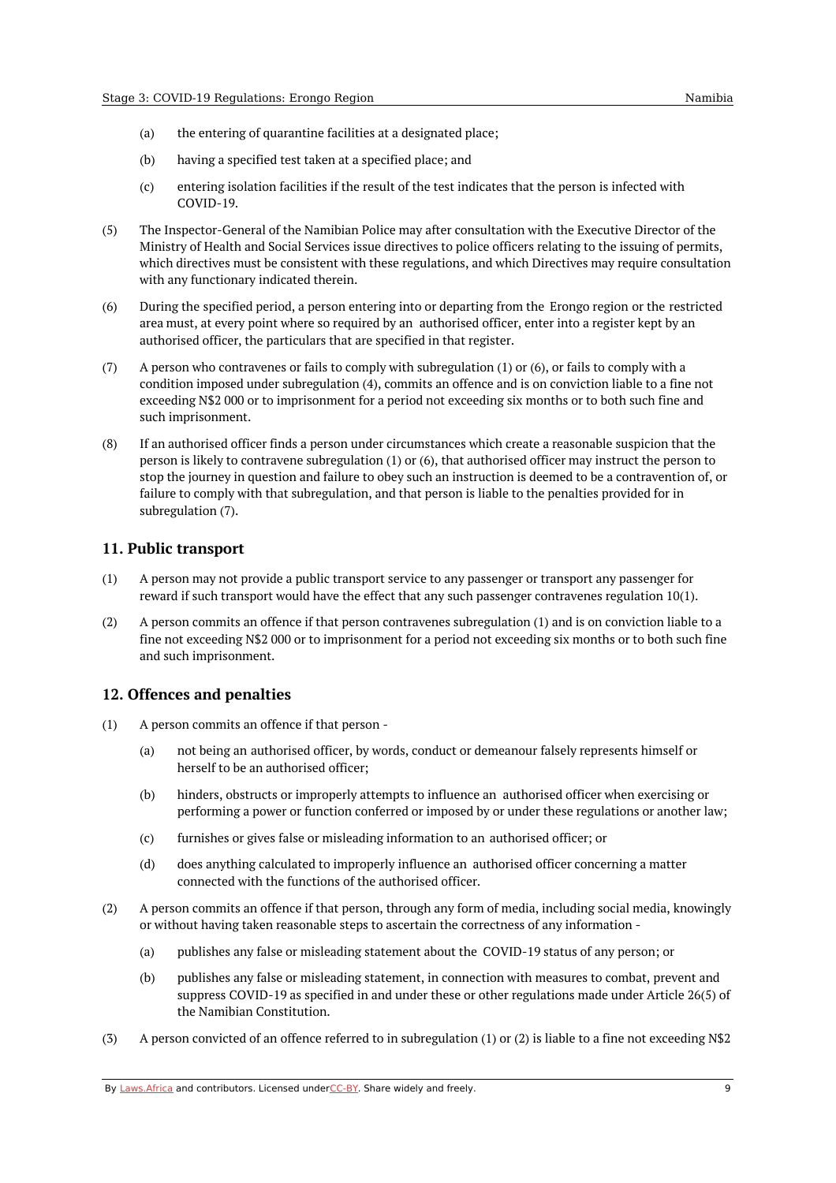(a) the entering of quarantine facilities at a designated place;

(b) having a specified test taken at a specified place; and

(c) entering isolation facilities if the result of the test indicates that the person is infected with COVID-19.

(5) The Inspector-General of the Namibian Police may after consultation with the Executive Director of the Ministry of Health and Social Services issue directives to police officers relating to the issuing of permits, which directives must be consistent with these regulations, and which Directives may require consultation with any functionary indicated therein.

(6) During the specified period, a person entering into or departing from the Erongo region or the restricted area must, at every point where so required by an authorised officer, enter into a register kept by an authorised officer, the particulars that are specified in that register.

(7) A person who contravenes or fails to comply with subregulation (1) or (6), or fails to comply with a condition imposed under subregulation (4), commits an offence and is on conviction liable to a fine not exceeding N$2 000 or to imprisonment for a period not exceeding six months or to both such fine and such imprisonment.

(8) If an authorised officer finds a person under circumstances which create a reasonable suspicion that the person is likely to contravene subregulation (1) or (6), that authorised officer may instruct the person to stop the journey in question and failure to obey such an instruction is deemed to be a contravention of, or failure to comply with that subregulation, and that person is liable to the penalties provided for in subregulation (7).

## 11. Public transport

(1) A person may not provide a public transport service to any passenger or transport any passenger for reward if such transport would have the effect that any such passenger contravenes regulation 10(1).

(2) A person commits an offence if that person contravenes subregulation (1) and is on conviction liable to a fine not exceeding N$2 000 or to imprisonment for a period not exceeding six months or to both such fine and such imprisonment.

## 12. Offences and penalties

(1) A person commits an offence if that person -

(a) not being an authorised officer, by words, conduct or demeanour falsely represents himself or herself to be an authorised officer;

(b) hinders, obstructs or improperly attempts to influence an authorised officer when exercising or performing a power or function conferred or imposed by or under these regulations or another law;

(c) furnishes or gives false or misleading information to an authorised officer; or

(d) does anything calculated to improperly influence an authorised officer concerning a matter connected with the functions of the authorised officer.

(2) A person commits an offence if that person, through any form of media, including social media, knowingly or without having taken reasonable steps to ascertain the correctness of any information -

(a) publishes any false or misleading statement about the COVID-19 status of any person; or

(b) publishes any false or misleading statement, in connection with measures to combat, prevent and suppress COVID-19 as specified in and under these or other regulations made under Article 26(5) of the Namibian Constitution.

(3) A person convicted of an offence referred to in subregulation (1) or (2) is liable to a fine not exceeding N$2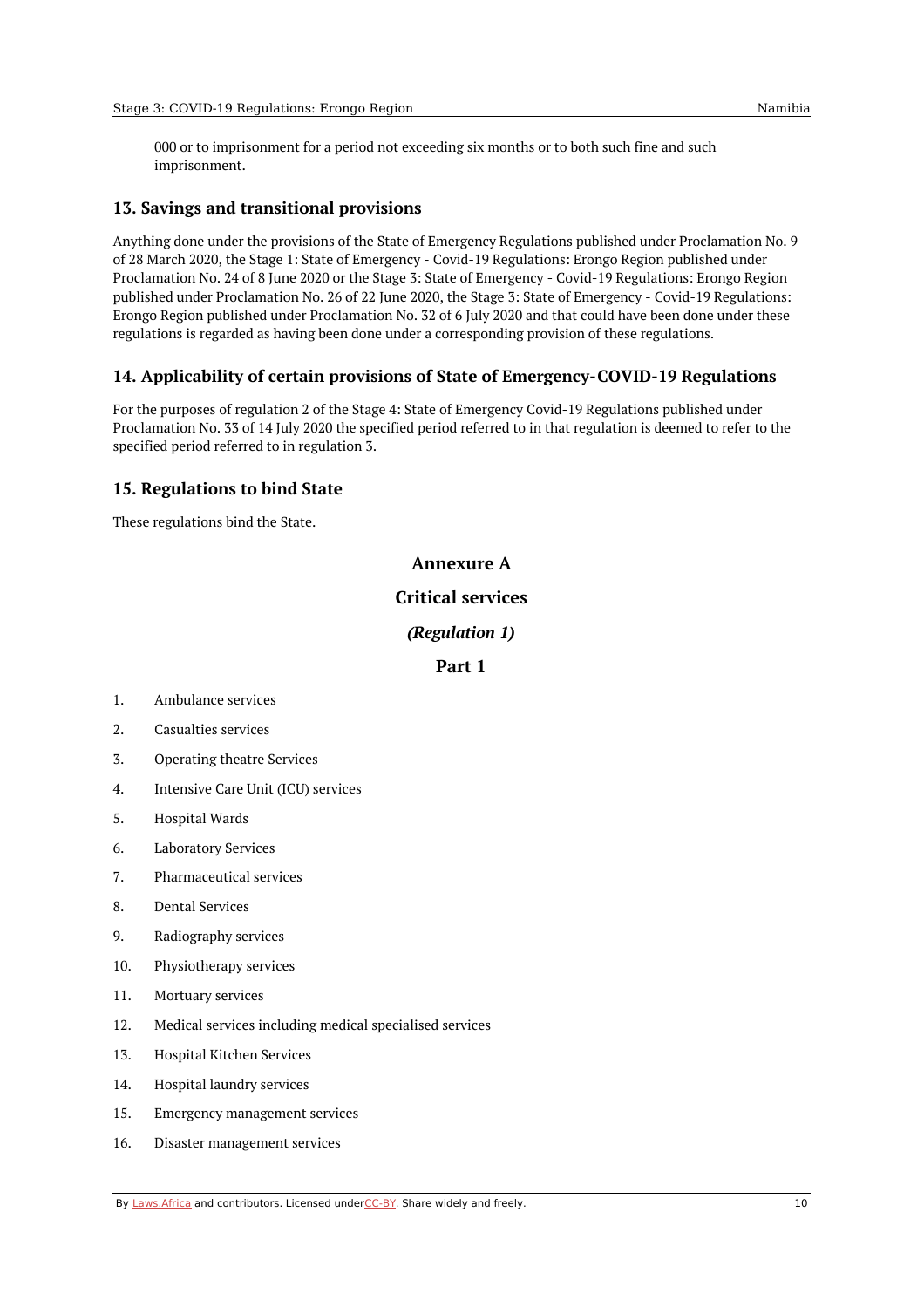000 or to imprisonment for a period not exceeding six months or to both such fine and such imprisonment.

## 13. Savings and transitional provisions

Anything done under the provisions of the State of Emergency Regulations published under Proclamation No. 9 of 28 March 2020, the Stage 1: State of Emergency - Covid-19 Regulations: Erongo Region published under Proclamation No. 24 of 8 June 2020 or the Stage 3: State of Emergency - Covid-19 Regulations: Erongo Region published under Proclamation No. 26 of 22 June 2020, the Stage 3: State of Emergency - Covid-19 Regulations: Erongo Region published under Proclamation No. 32 of 6 July 2020 and that could have been done under these regulations is regarded as having been done under a corresponding provision of these regulations.

## 14. Applicability of certain provisions of State of Emergency-COVID-19 Regulations

For the purposes of regulation 2 of the Stage 4: State of Emergency Covid-19 Regulations published under Proclamation No. 33 of 14 July 2020 the specified period referred to in that regulation is deemed to refer to the specified period referred to in regulation 3.

## 15. Regulations to bind State

These regulations bind the State.

## Annexure A

## Critical services

### *(Regulation 1)*

### Part 1

1. Ambulance services
2. Casualties services
3. Operating theatre Services
4. Intensive Care Unit (ICU) services
5. Hospital Wards
6. Laboratory Services
7. Pharmaceutical services
8. Dental Services
9. Radiography services
10. Physiotherapy services
11. Mortuary services
12. Medical services including medical specialised services
13. Hospital Kitchen Services
14. Hospital laundry services
15. Emergency management services
16. Disaster management services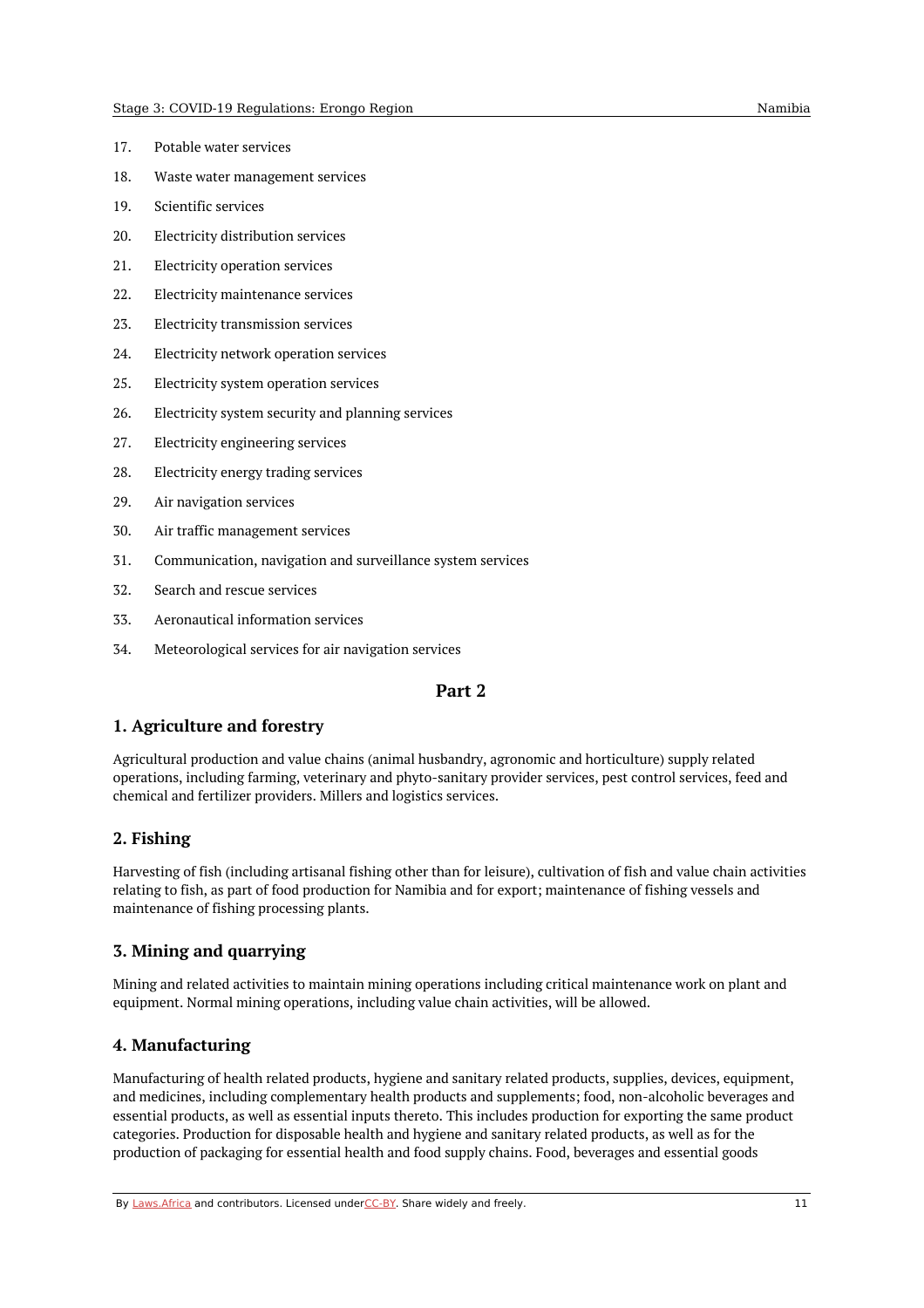17. Potable water services
18. Waste water management services
19. Scientific services
20. Electricity distribution services
21. Electricity operation services
22. Electricity maintenance services
23. Electricity transmission services
24. Electricity network operation services
25. Electricity system operation services
26. Electricity system security and planning services
27. Electricity engineering services
28. Electricity energy trading services
29. Air navigation services
30. Air traffic management services
31. Communication, navigation and surveillance system services
32. Search and rescue services
33. Aeronautical information services
34. Meteorological services for air navigation services

## Part 2

### 1. Agriculture and forestry

Agricultural production and value chains (animal husbandry, agronomic and horticulture) supply related operations, including farming, veterinary and phyto-sanitary provider services, pest control services, feed and chemical and fertilizer providers. Millers and logistics services.

### 2. Fishing

Harvesting of fish (including artisanal fishing other than for leisure), cultivation of fish and value chain activities relating to fish, as part of food production for Namibia and for export; maintenance of fishing vessels and maintenance of fishing processing plants.

### 3. Mining and quarrying

Mining and related activities to maintain mining operations including critical maintenance work on plant and equipment. Normal mining operations, including value chain activities, will be allowed.

### 4. Manufacturing

Manufacturing of health related products, hygiene and sanitary related products, supplies, devices, equipment, and medicines, including complementary health products and supplements; food, non-alcoholic beverages and essential products, as well as essential inputs thereto. This includes production for exporting the same product categories. Production for disposable health and hygiene and sanitary related products, as well as for the production of packaging for essential health and food supply chains. Food, beverages and essential goods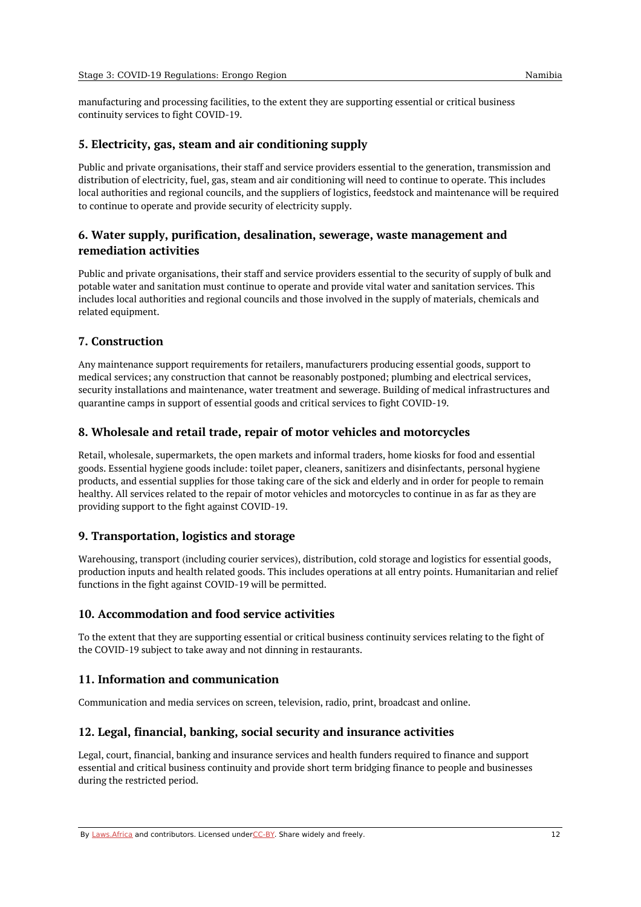manufacturing and processing facilities, to the extent they are supporting essential or critical business continuity services to fight COVID-19.

### 5. Electricity, gas, steam and air conditioning supply

Public and private organisations, their staff and service providers essential to the generation, transmission and distribution of electricity, fuel, gas, steam and air conditioning will need to continue to operate. This includes local authorities and regional councils, and the suppliers of logistics, feedstock and maintenance will be required to continue to operate and provide security of electricity supply.

### 6. Water supply, purification, desalination, sewerage, waste management and remediation activities

Public and private organisations, their staff and service providers essential to the security of supply of bulk and potable water and sanitation must continue to operate and provide vital water and sanitation services. This includes local authorities and regional councils and those involved in the supply of materials, chemicals and related equipment.

### 7. Construction

Any maintenance support requirements for retailers, manufacturers producing essential goods, support to medical services; any construction that cannot be reasonably postponed; plumbing and electrical services, security installations and maintenance, water treatment and sewerage. Building of medical infrastructures and quarantine camps in support of essential goods and critical services to fight COVID-19.

### 8. Wholesale and retail trade, repair of motor vehicles and motorcycles

Retail, wholesale, supermarkets, the open markets and informal traders, home kiosks for food and essential goods. Essential hygiene goods include: toilet paper, cleaners, sanitizers and disinfectants, personal hygiene products, and essential supplies for those taking care of the sick and elderly and in order for people to remain healthy. All services related to the repair of motor vehicles and motorcycles to continue in as far as they are providing support to the fight against COVID-19.

### 9. Transportation, logistics and storage

Warehousing, transport (including courier services), distribution, cold storage and logistics for essential goods, production inputs and health related goods. This includes operations at all entry points. Humanitarian and relief functions in the fight against COVID-19 will be permitted.

### 10. Accommodation and food service activities

To the extent that they are supporting essential or critical business continuity services relating to the fight of the COVID-19 subject to take away and not dinning in restaurants.

### 11. Information and communication

Communication and media services on screen, television, radio, print, broadcast and online.

### 12. Legal, financial, banking, social security and insurance activities

Legal, court, financial, banking and insurance services and health funders required to finance and support essential and critical business continuity and provide short term bridging finance to people and businesses during the restricted period.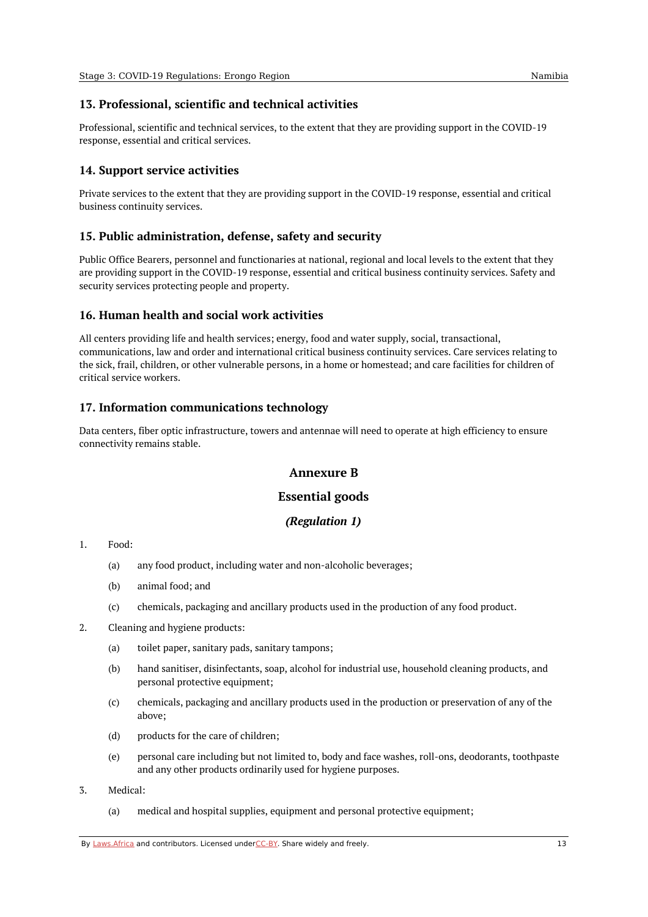### 13. Professional, scientific and technical activities

Professional, scientific and technical services, to the extent that they are providing support in the COVID-19 response, essential and critical services.

### 14. Support service activities

Private services to the extent that they are providing support in the COVID-19 response, essential and critical business continuity services.

### 15. Public administration, defense, safety and security

Public Office Bearers, personnel and functionaries at national, regional and local levels to the extent that they are providing support in the COVID-19 response, essential and critical business continuity services. Safety and security services protecting people and property.

### 16. Human health and social work activities

All centers providing life and health services; energy, food and water supply, social, transactional, communications, law and order and international critical business continuity services. Care services relating to the sick, frail, children, or other vulnerable persons, in a home or homestead; and care facilities for children of critical service workers.

### 17. Information communications technology

Data centers, fiber optic infrastructure, towers and antennae will need to operate at high efficiency to ensure connectivity remains stable.

## Annexure B

## Essential goods

## *(Regulation 1)*

1. Food:

   (a) any food product, including water and non-alcoholic beverages;

   (b) animal food; and

   (c) chemicals, packaging and ancillary products used in the production of any food product.

2. Cleaning and hygiene products:

   (a) toilet paper, sanitary pads, sanitary tampons;

   (b) hand sanitiser, disinfectants, soap, alcohol for industrial use, household cleaning products, and personal protective equipment;

   (c) chemicals, packaging and ancillary products used in the production or preservation of any of the above;

   (d) products for the care of children;

   (e) personal care including but not limited to, body and face washes, roll-ons, deodorants, toothpaste and any other products ordinarily used for hygiene purposes.

3. Medical:

   (a) medical and hospital supplies, equipment and personal protective equipment;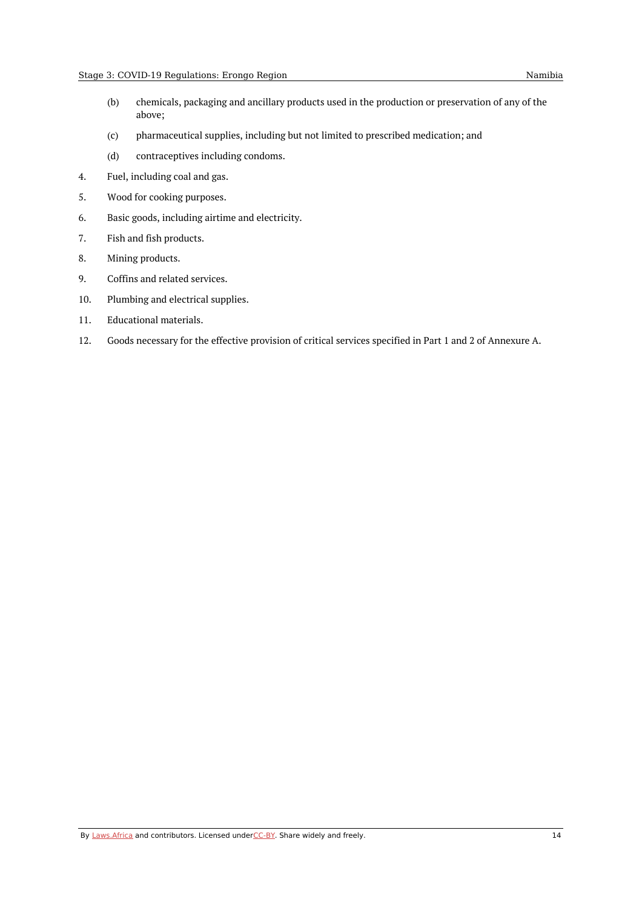(b) chemicals, packaging and ancillary products used in the production or preservation of any of the above;

(c) pharmaceutical supplies, including but not limited to prescribed medication; and

(d) contraceptives including condoms.

4. Fuel, including coal and gas.

5. Wood for cooking purposes.

6. Basic goods, including airtime and electricity.

7. Fish and fish products.

8. Mining products.

9. Coffins and related services.

10. Plumbing and electrical supplies.

11. Educational materials.

12. Goods necessary for the effective provision of critical services specified in Part 1 and 2 of Annexure A.